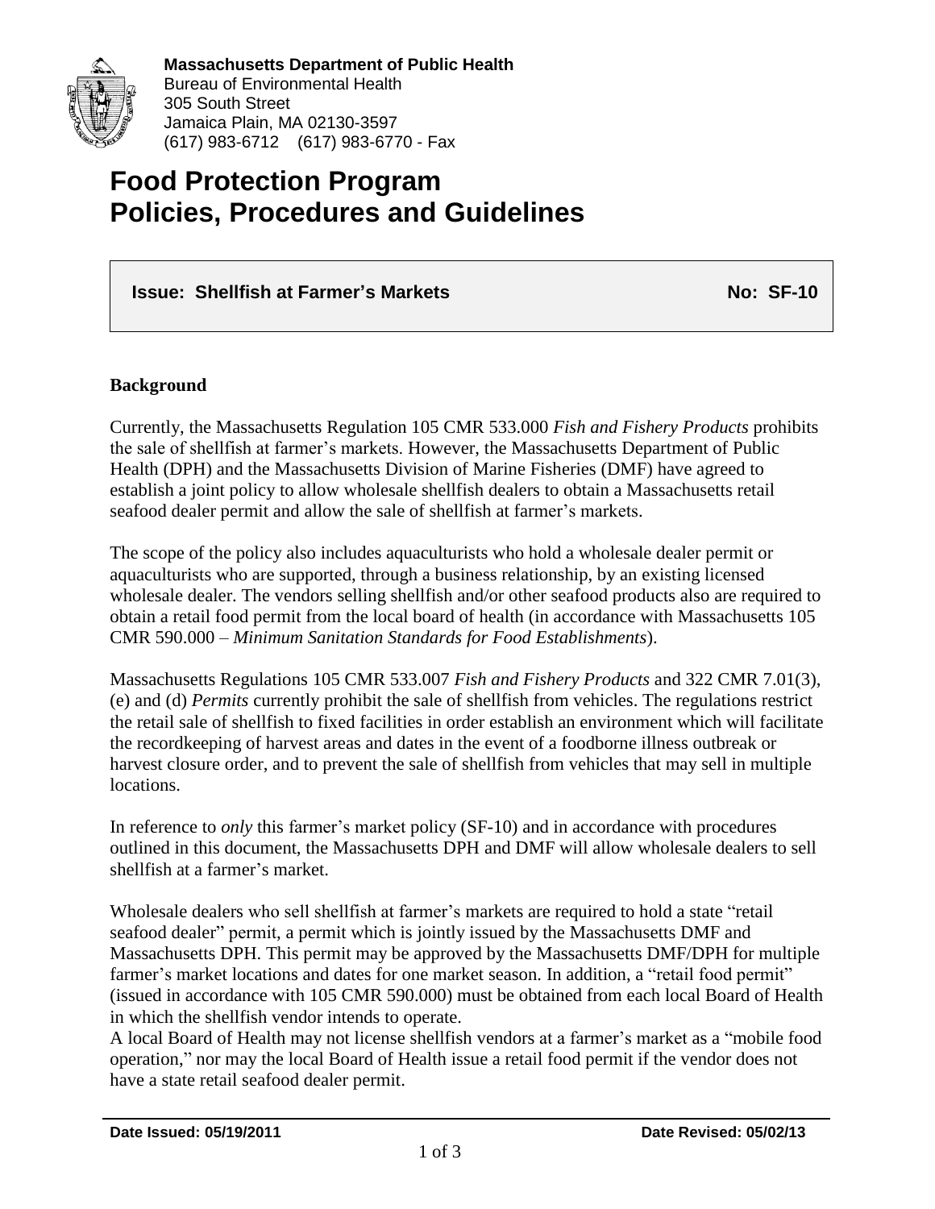**Massachusetts Department of Public Health**
Bureau of Environmental Health
305 South Street
Jamaica Plain, MA 02130-3597
(617) 983-6712 (617) 983-6770 - Fax

# Food Protection Program
# Policies, Procedures and Guidelines

**Issue: Shellfish at Farmer's Markets** **No: SF-10**

### Background

Currently, the Massachusetts Regulation 105 CMR 533.000 *Fish and Fishery Products* prohibits the sale of shellfish at farmer's markets. However, the Massachusetts Department of Public Health (DPH) and the Massachusetts Division of Marine Fisheries (DMF) have agreed to establish a joint policy to allow wholesale shellfish dealers to obtain a Massachusetts retail seafood dealer permit and allow the sale of shellfish at farmer's markets.

The scope of the policy also includes aquaculturists who hold a wholesale dealer permit or aquaculturists who are supported, through a business relationship, by an existing licensed wholesale dealer. The vendors selling shellfish and/or other seafood products also are required to obtain a retail food permit from the local board of health (in accordance with Massachusetts 105 CMR 590.000 – *Minimum Sanitation Standards for Food Establishments*).

Massachusetts Regulations 105 CMR 533.007 *Fish and Fishery Products* and 322 CMR 7.01(3), (e) and (d) *Permits* currently prohibit the sale of shellfish from vehicles. The regulations restrict the retail sale of shellfish to fixed facilities in order establish an environment which will facilitate the recordkeeping of harvest areas and dates in the event of a foodborne illness outbreak or harvest closure order, and to prevent the sale of shellfish from vehicles that may sell in multiple locations.

In reference to *only* this farmer's market policy (SF-10) and in accordance with procedures outlined in this document, the Massachusetts DPH and DMF will allow wholesale dealers to sell shellfish at a farmer's market.

Wholesale dealers who sell shellfish at farmer's markets are required to hold a state "retail seafood dealer" permit, a permit which is jointly issued by the Massachusetts DMF and Massachusetts DPH. This permit may be approved by the Massachusetts DMF/DPH for multiple farmer's market locations and dates for one market season. In addition, a "retail food permit" (issued in accordance with 105 CMR 590.000) must be obtained from each local Board of Health in which the shellfish vendor intends to operate.
A local Board of Health may not license shellfish vendors at a farmer's market as a "mobile food operation," nor may the local Board of Health issue a retail food permit if the vendor does not have a state retail seafood dealer permit.

**Date Issued: 05/19/2011** **Date Revised: 05/02/13**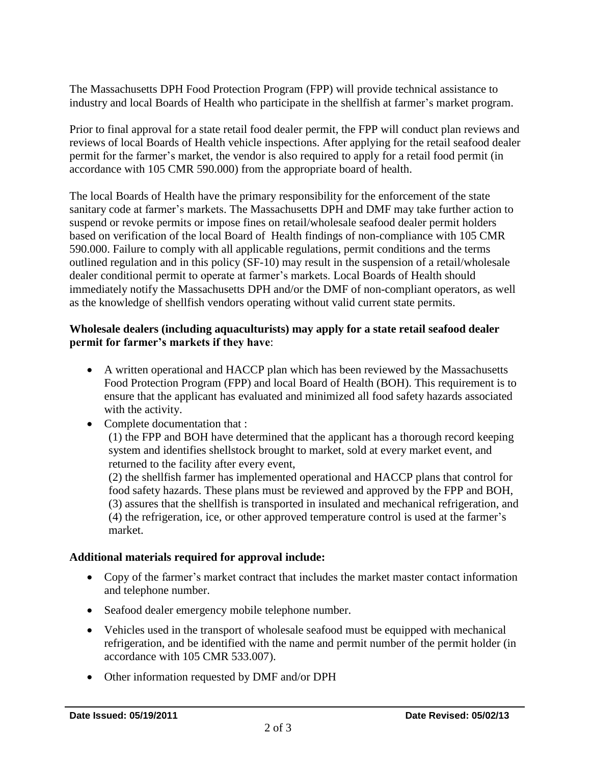The Massachusetts DPH Food Protection Program (FPP) will provide technical assistance to industry and local Boards of Health who participate in the shellfish at farmer's market program.

Prior to final approval for a state retail food dealer permit, the FPP will conduct plan reviews and reviews of local Boards of Health vehicle inspections. After applying for the retail seafood dealer permit for the farmer's market, the vendor is also required to apply for a retail food permit (in accordance with 105 CMR 590.000) from the appropriate board of health.

The local Boards of Health have the primary responsibility for the enforcement of the state sanitary code at farmer's markets. The Massachusetts DPH and DMF may take further action to suspend or revoke permits or impose fines on retail/wholesale seafood dealer permit holders based on verification of the local Board of Health findings of non-compliance with 105 CMR 590.000. Failure to comply with all applicable regulations, permit conditions and the terms outlined regulation and in this policy (SF-10) may result in the suspension of a retail/wholesale dealer conditional permit to operate at farmer's markets. Local Boards of Health should immediately notify the Massachusetts DPH and/or the DMF of non-compliant operators, as well as the knowledge of shellfish vendors operating without valid current state permits.

**Wholesale dealers (including aquaculturists) may apply for a state retail seafood dealer permit for farmer's markets if they have**:

- A written operational and HACCP plan which has been reviewed by the Massachusetts Food Protection Program (FPP) and local Board of Health (BOH). This requirement is to ensure that the applicant has evaluated and minimized all food safety hazards associated with the activity.
- Complete documentation that :
  (1) the FPP and BOH have determined that the applicant has a thorough record keeping system and identifies shellstock brought to market, sold at every market event, and returned to the facility after every event,
  (2) the shellfish farmer has implemented operational and HACCP plans that control for food safety hazards. These plans must be reviewed and approved by the FPP and BOH,
  (3) assures that the shellfish is transported in insulated and mechanical refrigeration, and
  (4) the refrigeration, ice, or other approved temperature control is used at the farmer's market.

**Additional materials required for approval include:**

- Copy of the farmer's market contract that includes the market master contact information and telephone number.
- Seafood dealer emergency mobile telephone number.
- Vehicles used in the transport of wholesale seafood must be equipped with mechanical refrigeration, and be identified with the name and permit number of the permit holder (in accordance with 105 CMR 533.007).
- Other information requested by DMF and/or DPH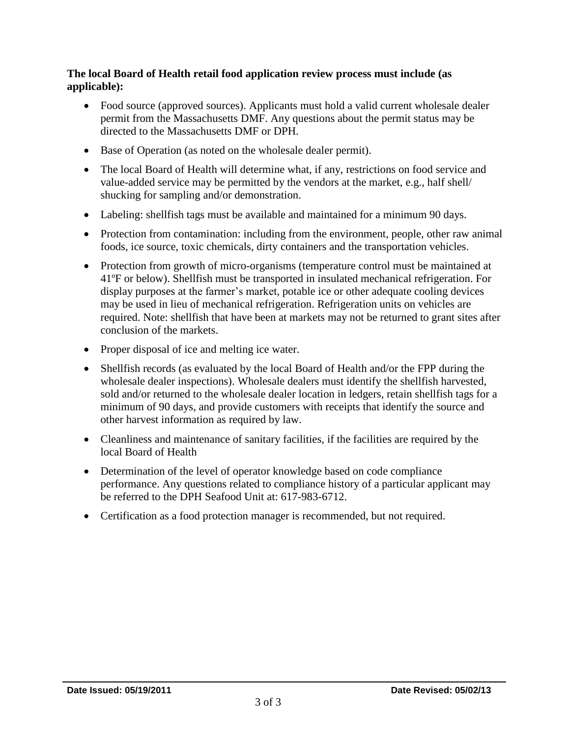**The local Board of Health retail food application review process must include (as applicable):**

- Food source (approved sources). Applicants must hold a valid current wholesale dealer permit from the Massachusetts DMF. Any questions about the permit status may be directed to the Massachusetts DMF or DPH.
- Base of Operation (as noted on the wholesale dealer permit).
- The local Board of Health will determine what, if any, restrictions on food service and value-added service may be permitted by the vendors at the market, e.g., half shell/ shucking for sampling and/or demonstration.
- Labeling: shellfish tags must be available and maintained for a minimum 90 days.
- Protection from contamination: including from the environment, people, other raw animal foods, ice source, toxic chemicals, dirty containers and the transportation vehicles.
- Protection from growth of micro-organisms (temperature control must be maintained at 41ºF or below). Shellfish must be transported in insulated mechanical refrigeration. For display purposes at the farmer's market, potable ice or other adequate cooling devices may be used in lieu of mechanical refrigeration. Refrigeration units on vehicles are required. Note: shellfish that have been at markets may not be returned to grant sites after conclusion of the markets.
- Proper disposal of ice and melting ice water.
- Shellfish records (as evaluated by the local Board of Health and/or the FPP during the wholesale dealer inspections). Wholesale dealers must identify the shellfish harvested, sold and/or returned to the wholesale dealer location in ledgers, retain shellfish tags for a minimum of 90 days, and provide customers with receipts that identify the source and other harvest information as required by law.
- Cleanliness and maintenance of sanitary facilities, if the facilities are required by the local Board of Health
- Determination of the level of operator knowledge based on code compliance performance. Any questions related to compliance history of a particular applicant may be referred to the DPH Seafood Unit at: 617-983-6712.
- Certification as a food protection manager is recommended, but not required.

**Date Issued: 05/19/2011** **Date Revised: 05/02/13**